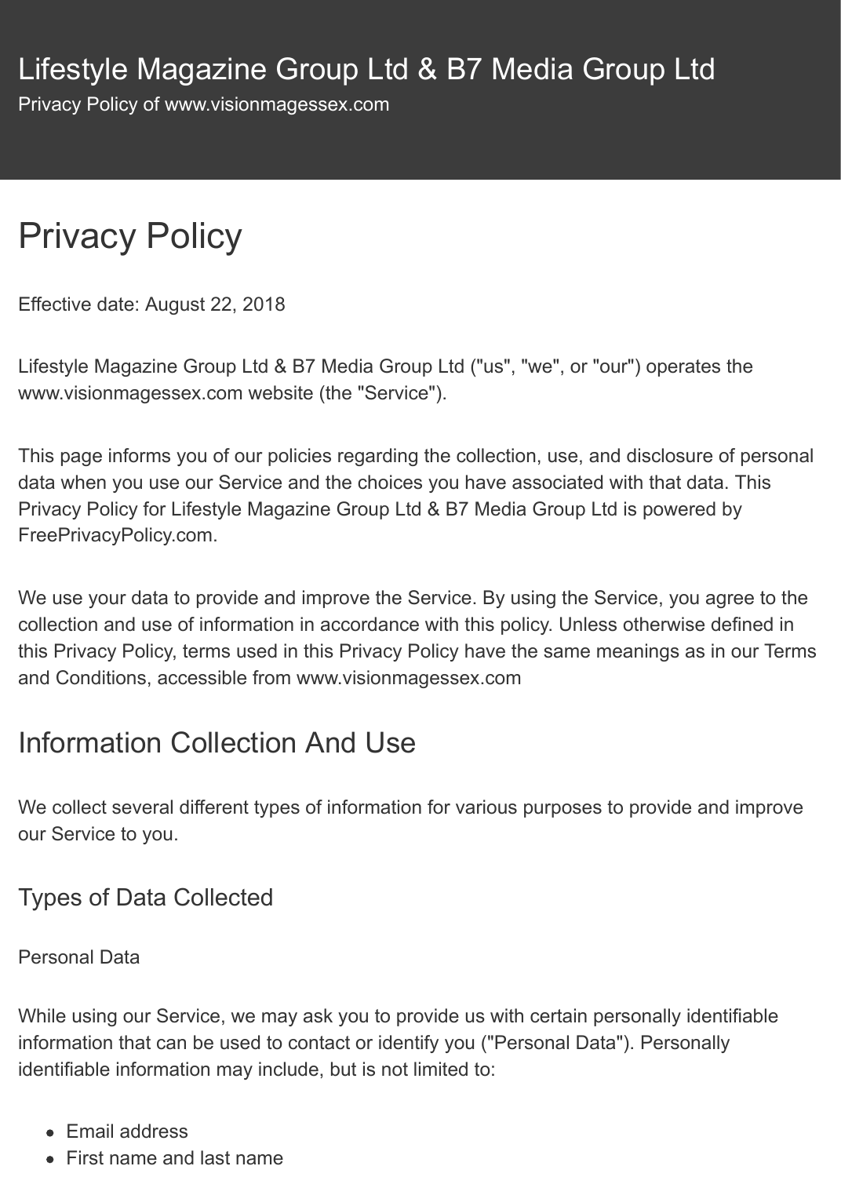# Lifestyle Magazine Group Ltd & B7 Media Group Ltd

Privacy Policy of www.visionmagessex.com

# Privacy Policy

Effective date: August 22, 2018

Lifestyle Magazine Group Ltd & B7 Media Group Ltd ("us", "we", or "our") operates the www.visionmagessex.com website (the "Service").

This page informs you of our policies regarding the collection, use, and disclosure of personal data when you use our Service and the choices you have associated with that data. This Privacy Policy for Lifestyle Magazine Group Ltd & B7 Media Group Ltd is powered by FreePrivacyPolicy.com.

We use your data to provide and improve the Service. By using the Service, you agree to the collection and use of information in accordance with this policy. Unless otherwise defined in this Privacy Policy, terms used in this Privacy Policy have the same meanings as in our Terms and Conditions, accessible from www.visionmagessex.com

## Information Collection And Use

We collect several different types of information for various purposes to provide and improve our Service to you.

### Types of Data Collected

Personal Data

While using our Service, we may ask you to provide us with certain personally identifiable information that can be used to contact or identify you ("Personal Data"). Personally identifiable information may include, but is not limited to:

- Email address
- First name and last name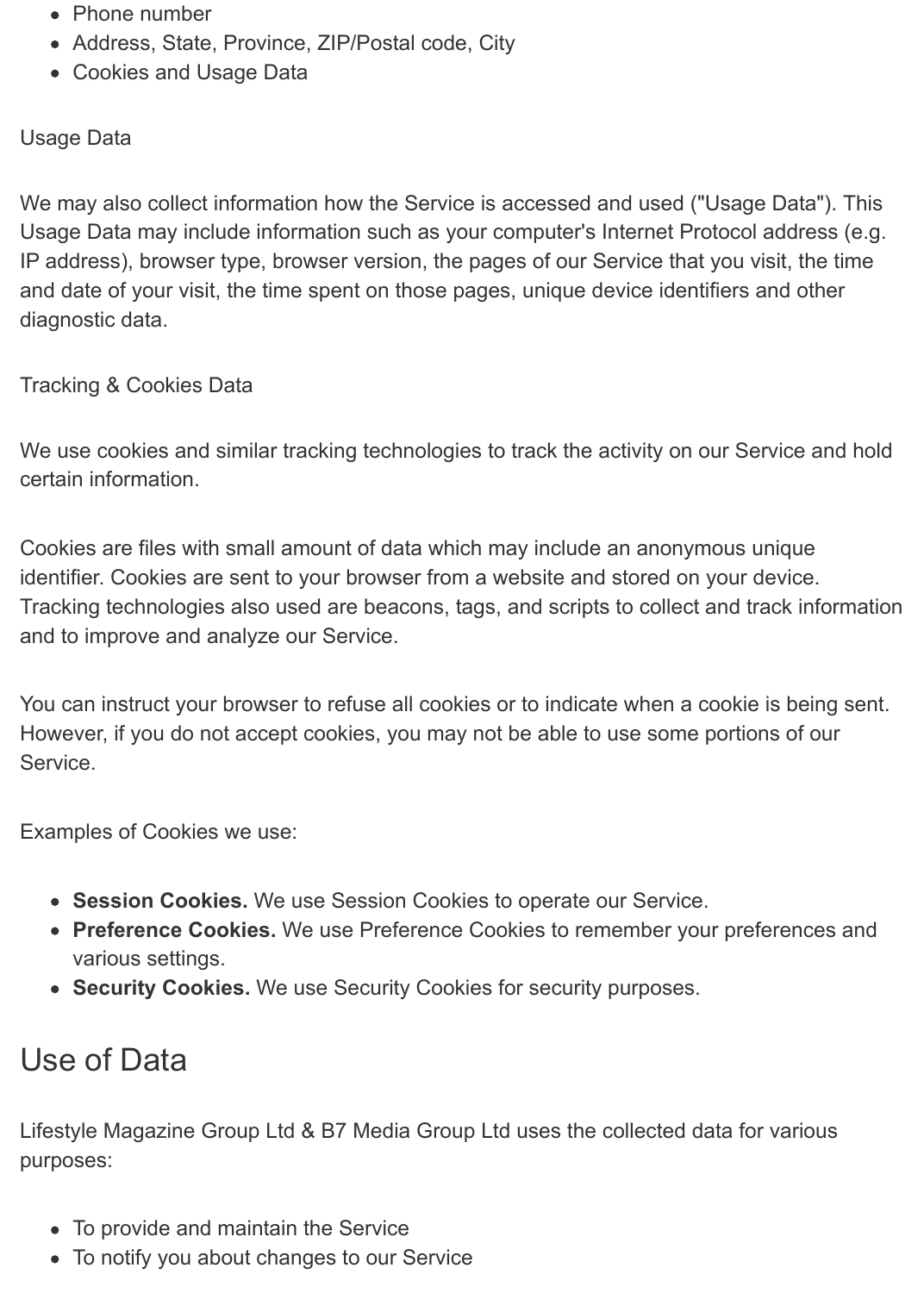- Phone number
- Address, State, Province, ZIP/Postal code, City
- Cookies and Usage Data

Usage Data

We may also collect information how the Service is accessed and used ("Usage Data"). This Usage Data may include information such as your computer's Internet Protocol address (e.g. IP address), browser type, browser version, the pages of our Service that you visit, the time and date of your visit, the time spent on those pages, unique device identifiers and other diagnostic data.

Tracking & Cookies Data

We use cookies and similar tracking technologies to track the activity on our Service and hold certain information.

Cookies are files with small amount of data which may include an anonymous unique identifier. Cookies are sent to your browser from a website and stored on your device. Tracking technologies also used are beacons, tags, and scripts to collect and track information and to improve and analyze our Service.

You can instruct your browser to refuse all cookies or to indicate when a cookie is being sent. However, if you do not accept cookies, you may not be able to use some portions of our Service.

Examples of Cookies we use:

- **Session Cookies.** We use Session Cookies to operate our Service.
- **Preference Cookies.** We use Preference Cookies to remember your preferences and various settings.
- **Security Cookies.** We use Security Cookies for security purposes.

## Use of Data

Lifestyle Magazine Group Ltd & B7 Media Group Ltd uses the collected data for various purposes:

- To provide and maintain the Service
- To notify you about changes to our Service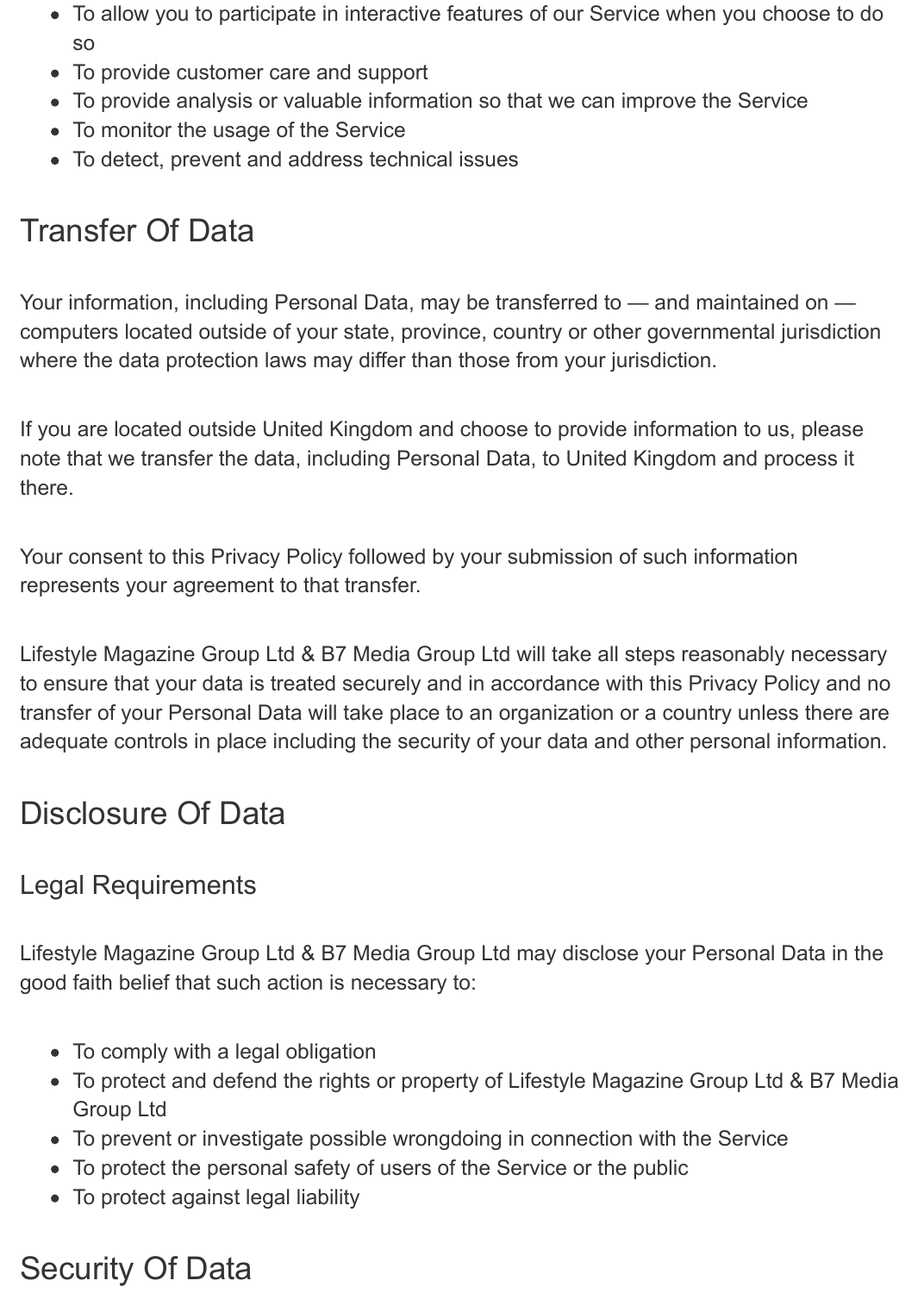- To allow you to participate in interactive features of our Service when you choose to do so
- To provide customer care and support
- To provide analysis or valuable information so that we can improve the Service
- To monitor the usage of the Service
- To detect, prevent and address technical issues

## Transfer Of Data

Your information, including Personal Data, may be transferred to — and maintained on — computers located outside of your state, province, country or other governmental jurisdiction where the data protection laws may differ than those from your jurisdiction.

If you are located outside United Kingdom and choose to provide information to us, please note that we transfer the data, including Personal Data, to United Kingdom and process it there.

Your consent to this Privacy Policy followed by your submission of such information represents your agreement to that transfer.

Lifestyle Magazine Group Ltd & B7 Media Group Ltd will take all steps reasonably necessary to ensure that your data is treated securely and in accordance with this Privacy Policy and no transfer of your Personal Data will take place to an organization or a country unless there are adequate controls in place including the security of your data and other personal information.

## Disclosure Of Data

### Legal Requirements

Lifestyle Magazine Group Ltd & B7 Media Group Ltd may disclose your Personal Data in the good faith belief that such action is necessary to:

- To comply with a legal obligation
- To protect and defend the rights or property of Lifestyle Magazine Group Ltd & B7 Media Group Ltd
- To prevent or investigate possible wrongdoing in connection with the Service
- To protect the personal safety of users of the Service or the public
- To protect against legal liability

## Security Of Data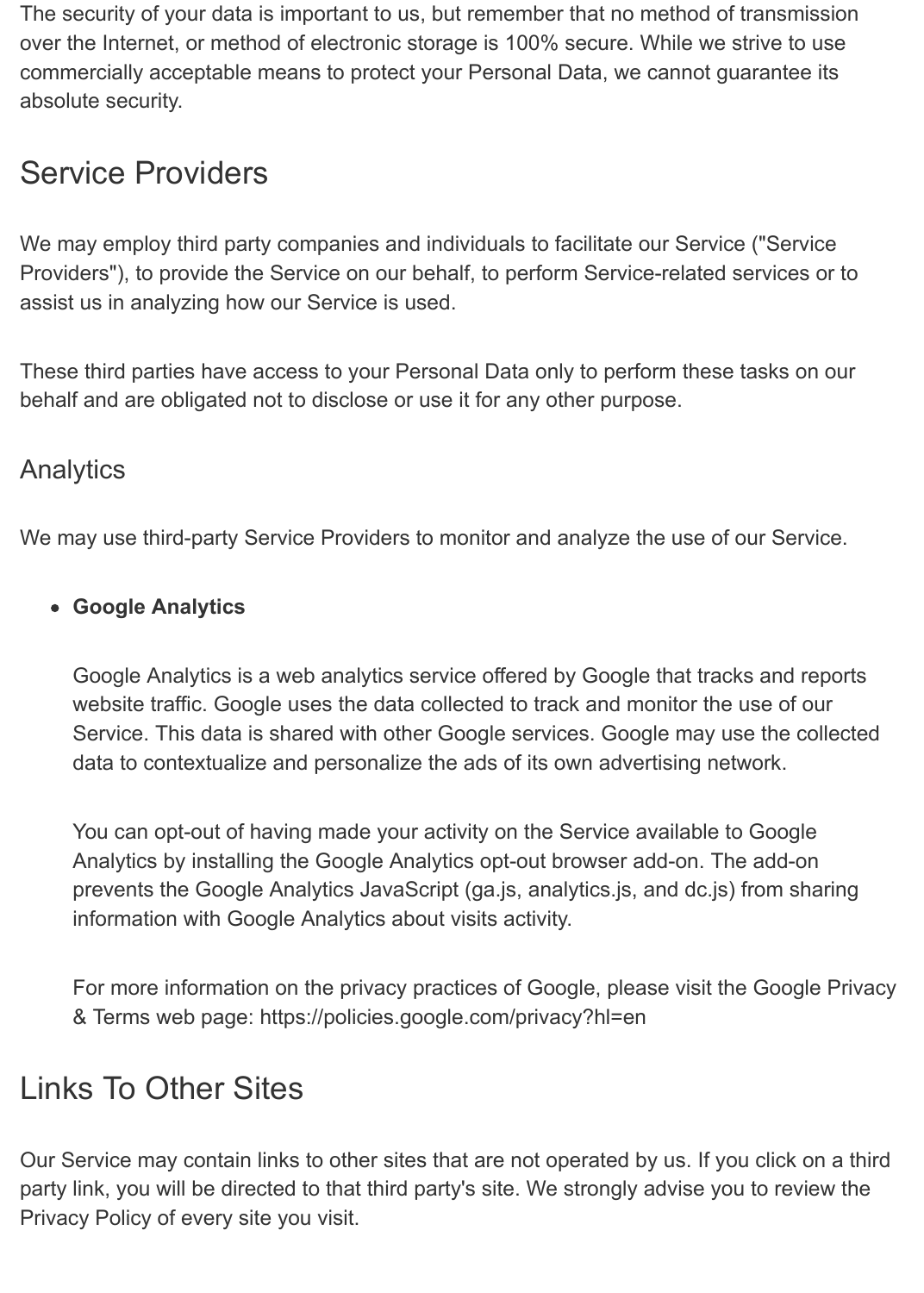The security of your data is important to us, but remember that no method of transmission over the Internet, or method of electronic storage is 100% secure. While we strive to use commercially acceptable means to protect your Personal Data, we cannot guarantee its absolute security.

## Service Providers

We may employ third party companies and individuals to facilitate our Service ("Service Providers"), to provide the Service on our behalf, to perform Service-related services or to assist us in analyzing how our Service is used.

These third parties have access to your Personal Data only to perform these tasks on our behalf and are obligated not to disclose or use it for any other purpose.

### Analytics

We may use third-party Service Providers to monitor and analyze the use of our Service.

- **Google Analytics**

  Google Analytics is a web analytics service offered by Google that tracks and reports website traffic. Google uses the data collected to track and monitor the use of our Service. This data is shared with other Google services. Google may use the collected data to contextualize and personalize the ads of its own advertising network.

  You can opt-out of having made your activity on the Service available to Google Analytics by installing the Google Analytics opt-out browser add-on. The add-on prevents the Google Analytics JavaScript (ga.js, analytics.js, and dc.js) from sharing information with Google Analytics about visits activity.

  For more information on the privacy practices of Google, please visit the Google Privacy & Terms web page: https://policies.google.com/privacy?hl=en

## Links To Other Sites

Our Service may contain links to other sites that are not operated by us. If you click on a third party link, you will be directed to that third party's site. We strongly advise you to review the Privacy Policy of every site you visit.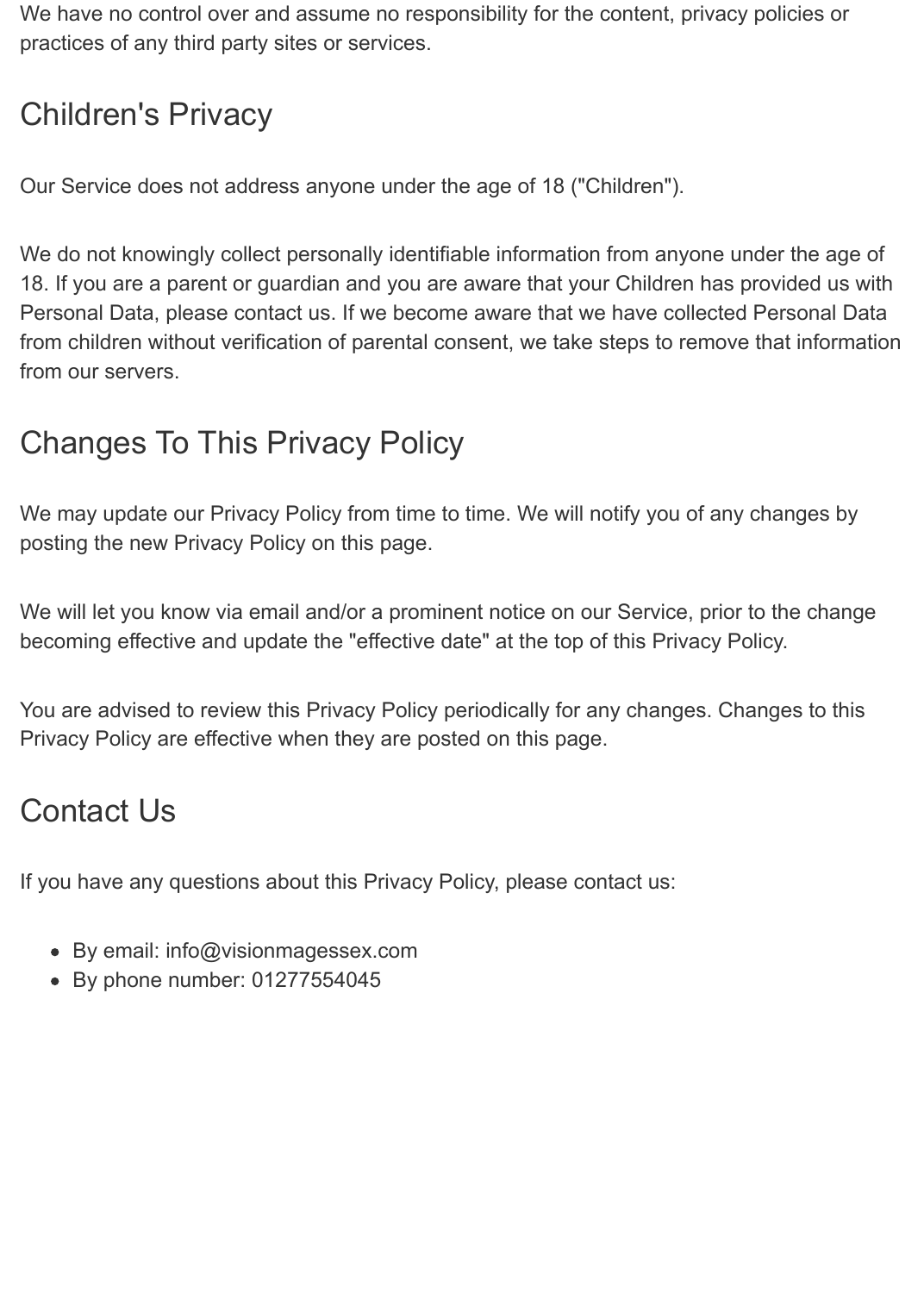We have no control over and assume no responsibility for the content, privacy policies or practices of any third party sites or services.

## Children's Privacy

Our Service does not address anyone under the age of 18 ("Children").

We do not knowingly collect personally identifiable information from anyone under the age of 18. If you are a parent or guardian and you are aware that your Children has provided us with Personal Data, please contact us. If we become aware that we have collected Personal Data from children without verification of parental consent, we take steps to remove that information from our servers.

## Changes To This Privacy Policy

We may update our Privacy Policy from time to time. We will notify you of any changes by posting the new Privacy Policy on this page.

We will let you know via email and/or a prominent notice on our Service, prior to the change becoming effective and update the "effective date" at the top of this Privacy Policy.

You are advised to review this Privacy Policy periodically for any changes. Changes to this Privacy Policy are effective when they are posted on this page.

## Contact Us

If you have any questions about this Privacy Policy, please contact us:

- By email: info@visionmagessex.com
- By phone number: 01277554045